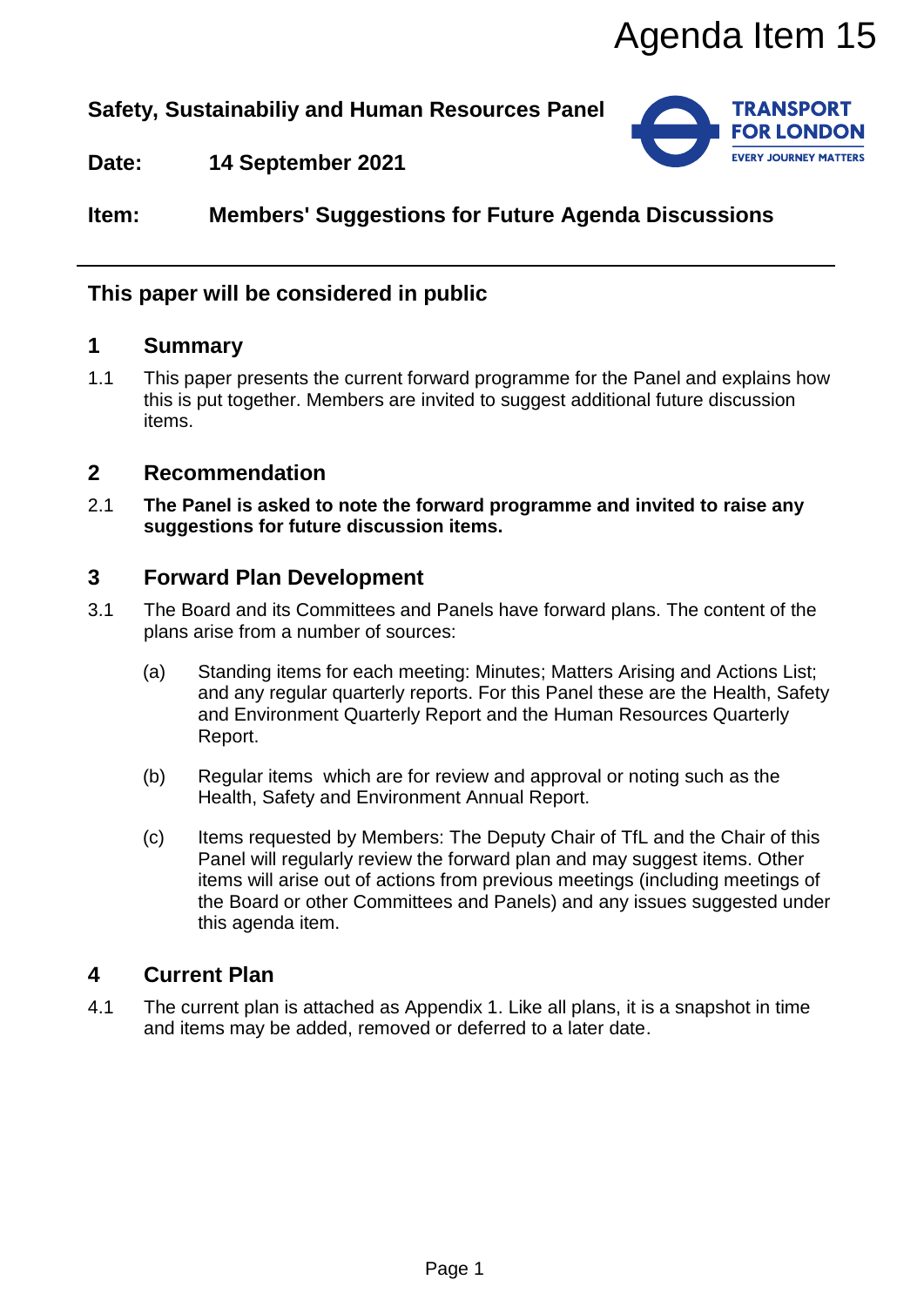# Agenda Item 15

**Safety, Sustainabiliy and Human Resources Panel**

TRANSPORT FOR LONDON
EVERY JOURNEY MATTERS

**Date:** **14 September 2021**

**Item:** **Members' Suggestions for Future Agenda Discussions**

---

## This paper will be considered in public

## 1 Summary

1.1 This paper presents the current forward programme for the Panel and explains how this is put together. Members are invited to suggest additional future discussion items.

## 2 Recommendation

2.1 **The Panel is asked to note the forward programme and invited to raise any suggestions for future discussion items.**

## 3 Forward Plan Development

3.1 The Board and its Committees and Panels have forward plans. The content of the plans arise from a number of sources:

(a) Standing items for each meeting: Minutes; Matters Arising and Actions List; and any regular quarterly reports. For this Panel these are the Health, Safety and Environment Quarterly Report and the Human Resources Quarterly Report.

(b) Regular items which are for review and approval or noting such as the Health, Safety and Environment Annual Report.

(c) Items requested by Members: The Deputy Chair of TfL and the Chair of this Panel will regularly review the forward plan and may suggest items. Other items will arise out of actions from previous meetings (including meetings of the Board or other Committees and Panels) and any issues suggested under this agenda item.

## 4 Current Plan

4.1 The current plan is attached as Appendix 1. Like all plans, it is a snapshot in time and items may be added, removed or deferred to a later date.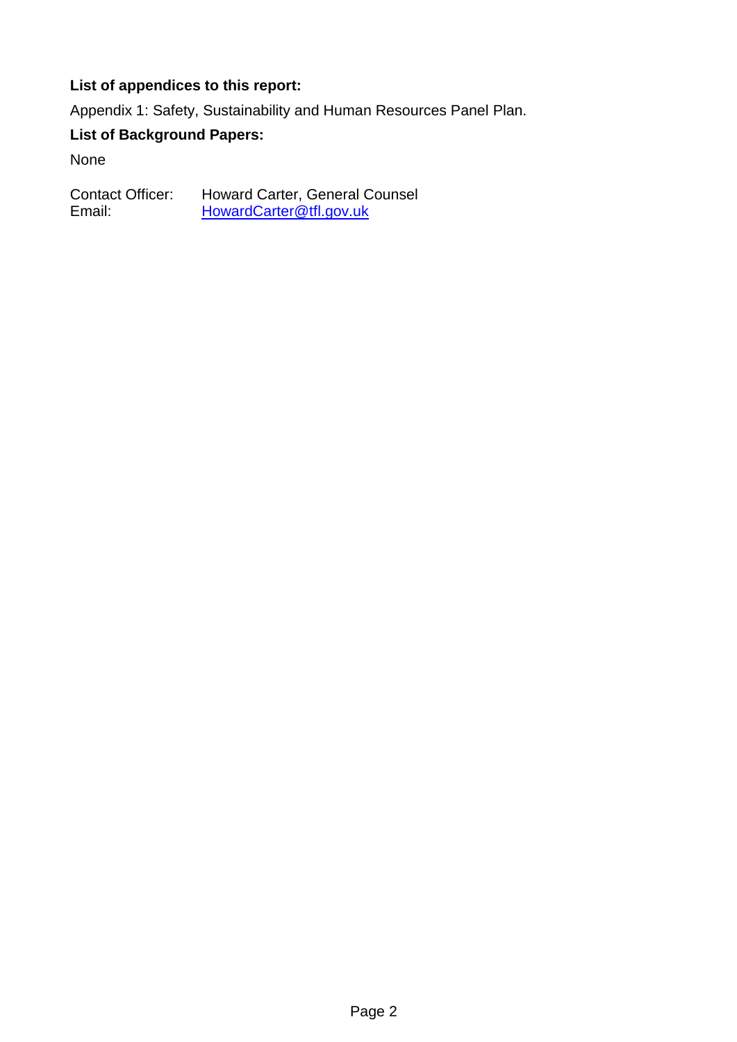**List of appendices to this report:**

Appendix 1: Safety, Sustainability and Human Resources Panel Plan.

**List of Background Papers:**

None

Contact Officer: Howard Carter, General Counsel
Email: HowardCarter@tfl.gov.uk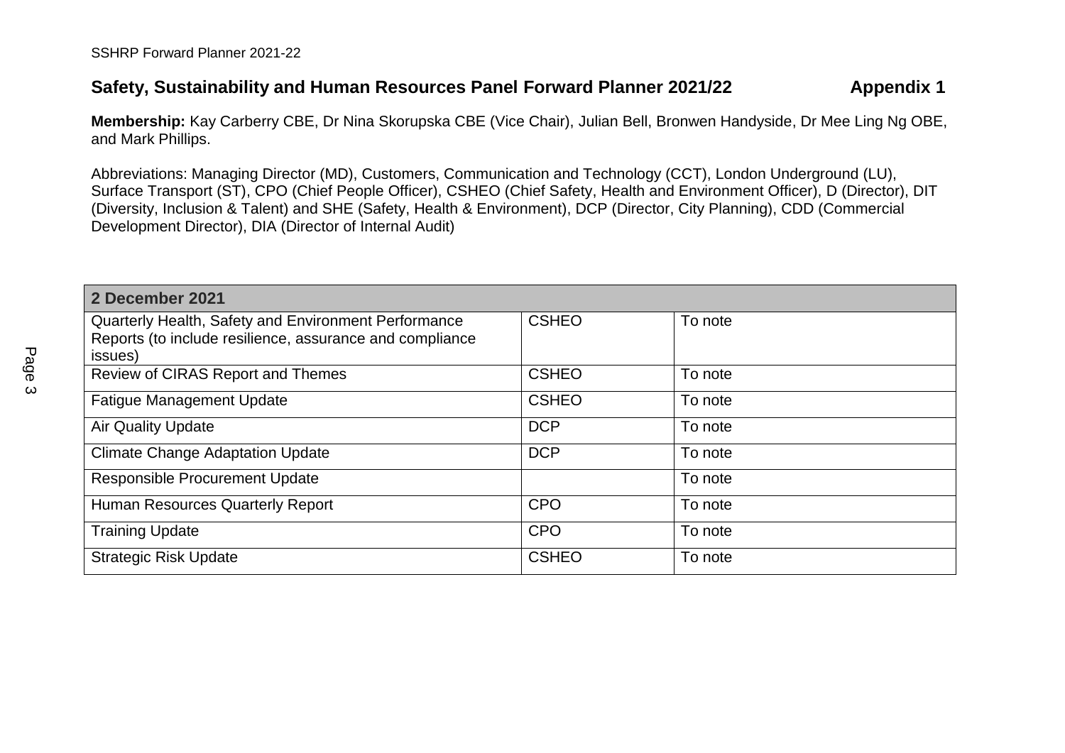## Safety, Sustainability and Human Resources Panel Forward Planner 2021/22 — Appendix 1

**Membership:** Kay Carberry CBE, Dr Nina Skorupska CBE (Vice Chair), Julian Bell, Bronwen Handyside, Dr Mee Ling Ng OBE, and Mark Phillips.

Abbreviations: Managing Director (MD), Customers, Communication and Technology (CCT), London Underground (LU), Surface Transport (ST), CPO (Chief People Officer), CSHEO (Chief Safety, Health and Environment Officer), D (Director), DIT (Diversity, Inclusion & Talent) and SHE (Safety, Health & Environment), DCP (Director, City Planning), CDD (Commercial Development Director), DIA (Director of Internal Audit)

| **2 December 2021** | | |
|---|---|---|
| Quarterly Health, Safety and Environment Performance Reports (to include resilience, assurance and compliance issues) | CSHEO | To note |
| Review of CIRAS Report and Themes | CSHEO | To note |
| Fatigue Management Update | CSHEO | To note |
| Air Quality Update | DCP | To note |
| Climate Change Adaptation Update | DCP | To note |
| Responsible Procurement Update | | To note |
| Human Resources Quarterly Report | CPO | To note |
| Training Update | CPO | To note |
| Strategic Risk Update | CSHEO | To note |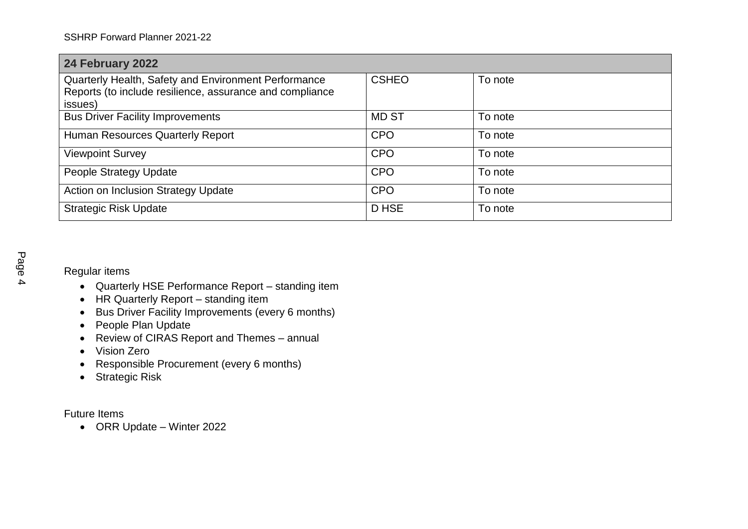| 24 February 2022 | | |
|---|---|---|
| Quarterly Health, Safety and Environment Performance Reports (to include resilience, assurance and compliance issues) | CSHEO | To note |
| Bus Driver Facility Improvements | MD ST | To note |
| Human Resources Quarterly Report | CPO | To note |
| Viewpoint Survey | CPO | To note |
| People Strategy Update | CPO | To note |
| Action on Inclusion Strategy Update | CPO | To note |
| Strategic Risk Update | D HSE | To note |

Regular items

- Quarterly HSE Performance Report – standing item
- HR Quarterly Report – standing item
- Bus Driver Facility Improvements (every 6 months)
- People Plan Update
- Review of CIRAS Report and Themes – annual
- Vision Zero
- Responsible Procurement (every 6 months)
- Strategic Risk

Future Items

- ORR Update – Winter 2022